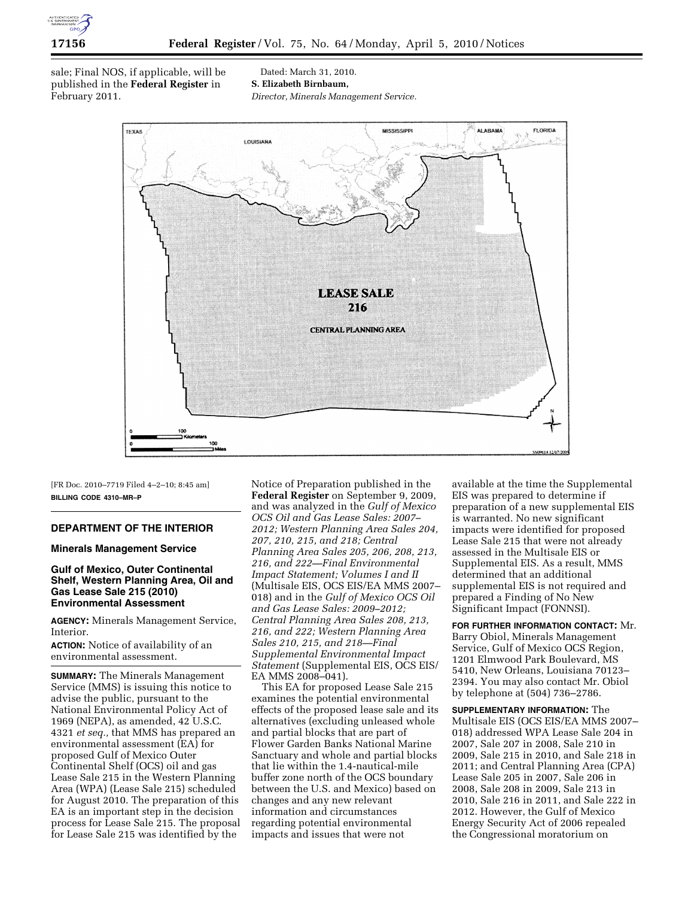sale; Final NOS, if applicable, will be published in the **Federal Register** in February 2011.

Dated: March 31, 2010.

**S. Elizabeth Birnbaum,**

*Director, Minerals Management Service.*

[FR Doc. 2010–7719 Filed 4–2–10; 8:45 am]

**BILLING CODE 4310–MR–P**

## DEPARTMENT OF THE INTERIOR

### Minerals Management Service

### Gulf of Mexico, Outer Continental Shelf, Western Planning Area, Oil and Gas Lease Sale 215 (2010) Environmental Assessment

**AGENCY:** Minerals Management Service, Interior.

**ACTION:** Notice of availability of an environmental assessment.

**SUMMARY:** The Minerals Management Service (MMS) is issuing this notice to advise the public, pursuant to the National Environmental Policy Act of 1969 (NEPA), as amended, 42 U.S.C. 4321 *et seq.*, that MMS has prepared an environmental assessment (EA) for proposed Gulf of Mexico Outer Continental Shelf (OCS) oil and gas Lease Sale 215 in the Western Planning Area (WPA) (Lease Sale 215) scheduled for August 2010. The preparation of this EA is an important step in the decision process for Lease Sale 215. The proposal for Lease Sale 215 was identified by the Notice of Preparation published in the **Federal Register** on September 9, 2009, and was analyzed in the *Gulf of Mexico OCS Oil and Gas Lease Sales: 2007–2012; Western Planning Area Sales 204, 207, 210, 215, and 218; Central Planning Area Sales 205, 206, 208, 213, 216, and 222—Final Environmental Impact Statement; Volumes I and II* (Multisale EIS, OCS EIS/EA MMS 2007–018) and in the *Gulf of Mexico OCS Oil and Gas Lease Sales: 2009–2012; Central Planning Area Sales 208, 213, 216, and 222; Western Planning Area Sales 210, 215, and 218—Final Supplemental Environmental Impact Statement* (Supplemental EIS, OCS EIS/EA MMS 2008–041).

This EA for proposed Lease Sale 215 examines the potential environmental effects of the proposed lease sale and its alternatives (excluding unleased whole and partial blocks that are part of Flower Garden Banks National Marine Sanctuary and whole and partial blocks that lie within the 1.4-nautical-mile buffer zone north of the OCS boundary between the U.S. and Mexico) based on changes and any new relevant information and circumstances regarding potential environmental impacts and issues that were not available at the time the Supplemental EIS was prepared to determine if preparation of a new supplemental EIS is warranted. No new significant impacts were identified for proposed Lease Sale 215 that were not already assessed in the Multisale EIS or Supplemental EIS. As a result, MMS determined that an additional supplemental EIS is not required and prepared a Finding of No New Significant Impact (FONNSI).

**FOR FURTHER INFORMATION CONTACT:** Mr. Barry Obiol, Minerals Management Service, Gulf of Mexico OCS Region, 1201 Elmwood Park Boulevard, MS 5410, New Orleans, Louisiana 70123–2394. You may also contact Mr. Obiol by telephone at (504) 736–2786.

**SUPPLEMENTARY INFORMATION:** The Multisale EIS (OCS EIS/EA MMS 2007–018) addressed WPA Lease Sale 204 in 2007, Sale 207 in 2008, Sale 210 in 2009, Sale 215 in 2010, and Sale 218 in 2011; and Central Planning Area (CPA) Lease Sale 205 in 2007, Sale 206 in 2008, Sale 208 in 2009, Sale 213 in 2010, Sale 216 in 2011, and Sale 222 in 2012. However, the Gulf of Mexico Energy Security Act of 2006 repealed the Congressional moratorium on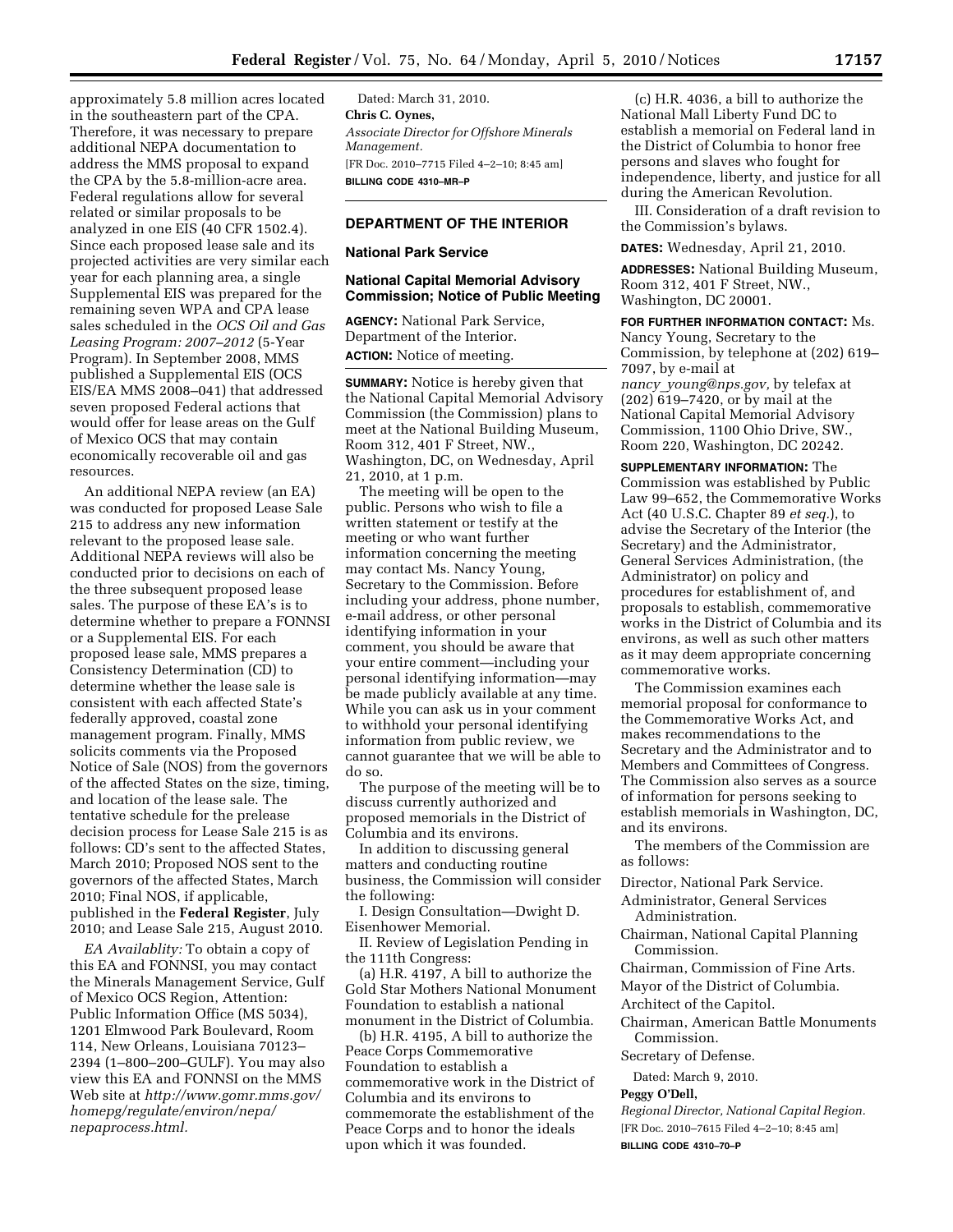approximately 5.8 million acres located in the southeastern part of the CPA. Therefore, it was necessary to prepare additional NEPA documentation to address the MMS proposal to expand the CPA by the 5.8-million-acre area. Federal regulations allow for several related or similar proposals to be analyzed in one EIS (40 CFR 1502.4). Since each proposed lease sale and its projected activities are very similar each year for each planning area, a single Supplemental EIS was prepared for the remaining seven WPA and CPA lease sales scheduled in the *OCS Oil and Gas Leasing Program: 2007–2012* (5-Year Program). In September 2008, MMS published a Supplemental EIS (OCS EIS/EA MMS 2008–041) that addressed seven proposed Federal actions that would offer for lease areas on the Gulf of Mexico OCS that may contain economically recoverable oil and gas resources.

An additional NEPA review (an EA) was conducted for proposed Lease Sale 215 to address any new information relevant to the proposed lease sale. Additional NEPA reviews will also be conducted prior to decisions on each of the three subsequent proposed lease sales. The purpose of these EA's is to determine whether to prepare a FONNSI or a Supplemental EIS. For each proposed lease sale, MMS prepares a Consistency Determination (CD) to determine whether the lease sale is consistent with each affected State's federally approved, coastal zone management program. Finally, MMS solicits comments via the Proposed Notice of Sale (NOS) from the governors of the affected States on the size, timing, and location of the lease sale. The tentative schedule for the prelease decision process for Lease Sale 215 is as follows: CD's sent to the affected States, March 2010; Proposed NOS sent to the governors of the affected States, March 2010; Final NOS, if applicable, published in the **Federal Register**, July 2010; and Lease Sale 215, August 2010.

*EA Availablity:* To obtain a copy of this EA and FONNSI, you may contact the Minerals Management Service, Gulf of Mexico OCS Region, Attention: Public Information Office (MS 5034), 1201 Elmwood Park Boulevard, Room 114, New Orleans, Louisiana 70123–2394 (1–800–200–GULF). You may also view this EA and FONNSI on the MMS Web site at *http://www.gomr.mms.gov/homepg/regulate/environ/nepa/nepaprocess.html.*

Dated: March 31, 2010.

**Chris C. Oynes,**

*Associate Director for Offshore Minerals Management.*

[FR Doc. 2010–7715 Filed 4–2–10; 8:45 am]

**BILLING CODE 4310–MR–P**

## DEPARTMENT OF THE INTERIOR

### National Park Service

### National Capital Memorial Advisory Commission; Notice of Public Meeting

**AGENCY:** National Park Service, Department of the Interior.

**ACTION:** Notice of meeting.

**SUMMARY:** Notice is hereby given that the National Capital Memorial Advisory Commission (the Commission) plans to meet at the National Building Museum, Room 312, 401 F Street, NW., Washington, DC, on Wednesday, April 21, 2010, at 1 p.m.

The meeting will be open to the public. Persons who wish to file a written statement or testify at the meeting or who want further information concerning the meeting may contact Ms. Nancy Young, Secretary to the Commission. Before including your address, phone number, e-mail address, or other personal identifying information in your comment, you should be aware that your entire comment—including your personal identifying information—may be made publicly available at any time. While you can ask us in your comment to withhold your personal identifying information from public review, we cannot guarantee that we will be able to do so.

The purpose of the meeting will be to discuss currently authorized and proposed memorials in the District of Columbia and its environs.

In addition to discussing general matters and conducting routine business, the Commission will consider the following:

I. Design Consultation—Dwight D. Eisenhower Memorial.

II. Review of Legislation Pending in the 111th Congress:

(a) H.R. 4197, A bill to authorize the Gold Star Mothers National Monument Foundation to establish a national monument in the District of Columbia.

(b) H.R. 4195, A bill to authorize the Peace Corps Commemorative Foundation to establish a commemorative work in the District of Columbia and its environs to commemorate the establishment of the Peace Corps and to honor the ideals upon which it was founded.

(c) H.R. 4036, a bill to authorize the National Mall Liberty Fund DC to establish a memorial on Federal land in the District of Columbia to honor free persons and slaves who fought for independence, liberty, and justice for all during the American Revolution.

III. Consideration of a draft revision to the Commission's bylaws.

**DATES:** Wednesday, April 21, 2010.

**ADDRESSES:** National Building Museum, Room 312, 401 F Street, NW., Washington, DC 20001.

**FOR FURTHER INFORMATION CONTACT:** Ms. Nancy Young, Secretary to the Commission, by telephone at (202) 619–7097, by e-mail at *nancy_young@nps.gov,* by telefax at (202) 619–7420, or by mail at the National Capital Memorial Advisory Commission, 1100 Ohio Drive, SW., Room 220, Washington, DC 20242.

**SUPPLEMENTARY INFORMATION:** The Commission was established by Public Law 99–652, the Commemorative Works Act (40 U.S.C. Chapter 89 *et seq.*), to advise the Secretary of the Interior (the Secretary) and the Administrator, General Services Administration, (the Administrator) on policy and procedures for establishment of, and proposals to establish, commemorative works in the District of Columbia and its environs, as well as such other matters as it may deem appropriate concerning commemorative works.

The Commission examines each memorial proposal for conformance to the Commemorative Works Act, and makes recommendations to the Secretary and the Administrator and to Members and Committees of Congress. The Commission also serves as a source of information for persons seeking to establish memorials in Washington, DC, and its environs.

The members of the Commission are as follows:

Director, National Park Service.
Administrator, General Services Administration.
Chairman, National Capital Planning Commission.
Chairman, Commission of Fine Arts.
Mayor of the District of Columbia.
Architect of the Capitol.
Chairman, American Battle Monuments Commission.
Secretary of Defense.

Dated: March 9, 2010.

**Peggy O'Dell,**

*Regional Director, National Capital Region.*

[FR Doc. 2010–7615 Filed 4–2–10; 8:45 am]

**BILLING CODE 4310–70–P**